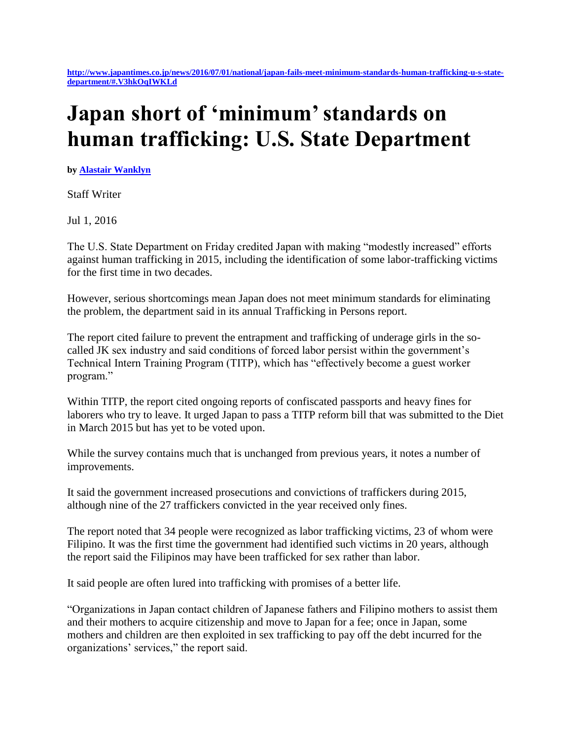http://www.japantimes.co.jp/news/2016/07/01/national/japan-fails-meet-minimum-standards-human-trafficking-u-s-state-department/#.V3hkOqIWKLd

# Japan short of 'minimum' standards on human trafficking: U.S. State Department

**by Alastair Wanklyn**

Staff Writer

Jul 1, 2016

The U.S. State Department on Friday credited Japan with making "modestly increased" efforts against human trafficking in 2015, including the identification of some labor-trafficking victims for the first time in two decades.

However, serious shortcomings mean Japan does not meet minimum standards for eliminating the problem, the department said in its annual Trafficking in Persons report.

The report cited failure to prevent the entrapment and trafficking of underage girls in the so-called JK sex industry and said conditions of forced labor persist within the government's Technical Intern Training Program (TITP), which has "effectively become a guest worker program."

Within TITP, the report cited ongoing reports of confiscated passports and heavy fines for laborers who try to leave. It urged Japan to pass a TITP reform bill that was submitted to the Diet in March 2015 but has yet to be voted upon.

While the survey contains much that is unchanged from previous years, it notes a number of improvements.

It said the government increased prosecutions and convictions of traffickers during 2015, although nine of the 27 traffickers convicted in the year received only fines.

The report noted that 34 people were recognized as labor trafficking victims, 23 of whom were Filipino. It was the first time the government had identified such victims in 20 years, although the report said the Filipinos may have been trafficked for sex rather than labor.

It said people are often lured into trafficking with promises of a better life.

"Organizations in Japan contact children of Japanese fathers and Filipino mothers to assist them and their mothers to acquire citizenship and move to Japan for a fee; once in Japan, some mothers and children are then exploited in sex trafficking to pay off the debt incurred for the organizations' services," the report said.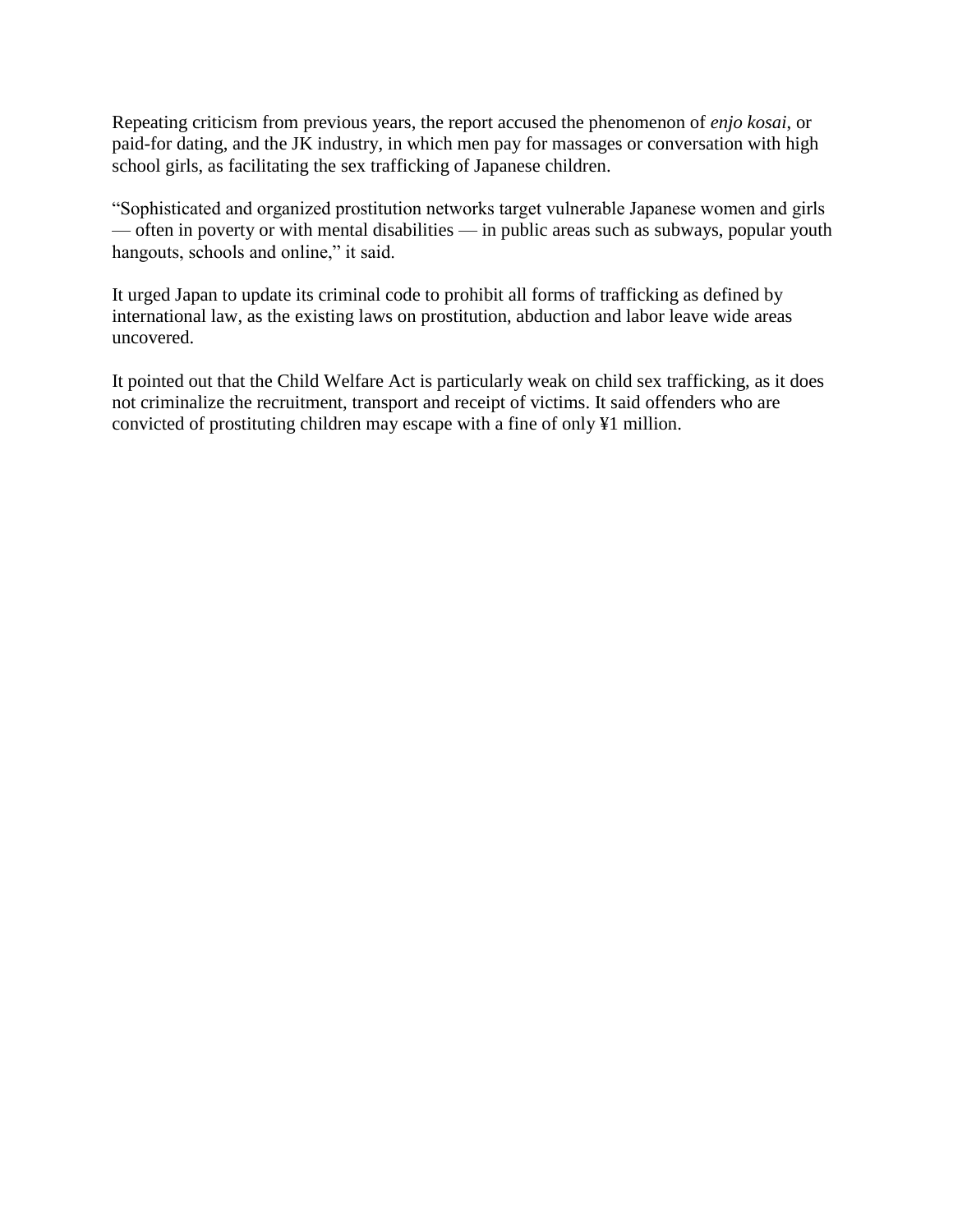Repeating criticism from previous years, the report accused the phenomenon of *enjo kosai*, or paid-for dating, and the JK industry, in which men pay for massages or conversation with high school girls, as facilitating the sex trafficking of Japanese children.

“Sophisticated and organized prostitution networks target vulnerable Japanese women and girls — often in poverty or with mental disabilities — in public areas such as subways, popular youth hangouts, schools and online,” it said.

It urged Japan to update its criminal code to prohibit all forms of trafficking as defined by international law, as the existing laws on prostitution, abduction and labor leave wide areas uncovered.

It pointed out that the Child Welfare Act is particularly weak on child sex trafficking, as it does not criminalize the recruitment, transport and receipt of victims. It said offenders who are convicted of prostituting children may escape with a fine of only ¥1 million.